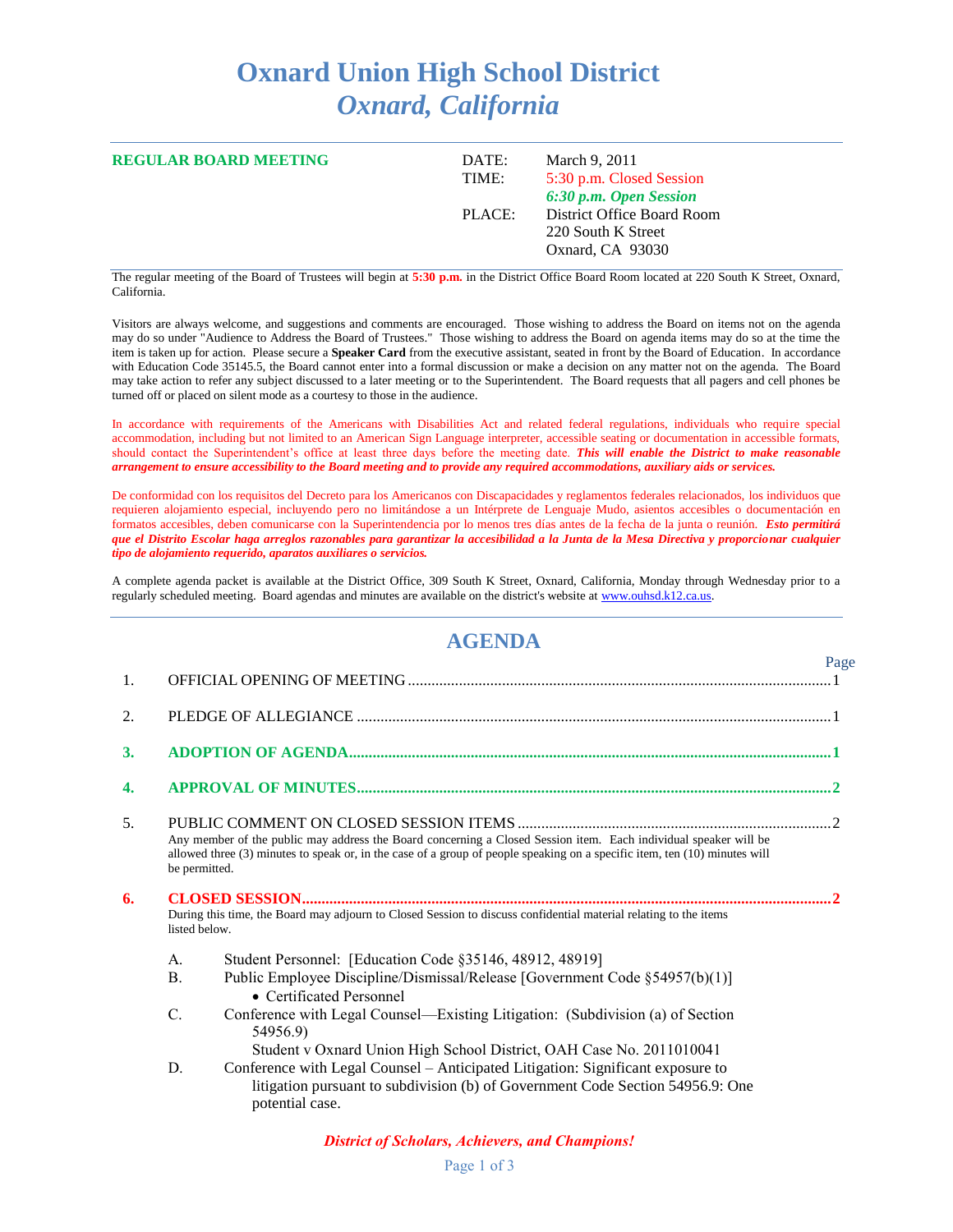# Oxnard Union High School District
## *Oxnard, California*

---

**REGULAR BOARD MEETING**

| | |
|---|---|
| DATE: | March 9, 2011 |
| TIME: | 5:30 p.m. Closed Session |
| | ***6:30 p.m. Open Session*** |
| PLACE: | District Office Board Room |
| | 220 South K Street |
| | Oxnard, CA 93030 |

The regular meeting of the Board of Trustees will begin at **5:30 p.m.** in the District Office Board Room located at 220 South K Street, Oxnard, California.

Visitors are always welcome, and suggestions and comments are encouraged. Those wishing to address the Board on items not on the agenda may do so under "Audience to Address the Board of Trustees." Those wishing to address the Board on agenda items may do so at the time the item is taken up for action. Please secure a **Speaker Card** from the executive assistant, seated in front by the Board of Education. In accordance with Education Code 35145.5, the Board cannot enter into a formal discussion or make a decision on any matter not on the agenda. The Board may take action to refer any subject discussed to a later meeting or to the Superintendent. The Board requests that all pagers and cell phones be turned off or placed on silent mode as a courtesy to those in the audience.

In accordance with requirements of the Americans with Disabilities Act and related federal regulations, individuals who require special accommodation, including but not limited to an American Sign Language interpreter, accessible seating or documentation in accessible formats, should contact the Superintendent's office at least three days before the meeting date. ***This will enable the District to make reasonable arrangement to ensure accessibility to the Board meeting and to provide any required accommodations, auxiliary aids or services.***

De conformidad con los requisitos del Decreto para los Americanos con Discapacidades y reglamentos federales relacionados, los individuos que requieren alojamiento especial, incluyendo pero no limitándose a un Intérprete de Lenguaje Mudo, asientos accesibles o documentación en formatos accesibles, deben comunicarse con la Superintendencia por lo menos tres días antes de la fecha de la junta o reunión. ***Esto permitirá que el Distrito Escolar haga arreglos razonables para garantizar la accesibilidad a la Junta de la Mesa Directiva y proporcionar cualquier tipo de alojamiento requerido, aparatos auxiliares o servicios.***

A complete agenda packet is available at the District Office, 309 South K Street, Oxnard, California, Monday through Wednesday prior to a regularly scheduled meeting. Board agendas and minutes are available on the district's website at www.ouhsd.k12.ca.us.

---

## AGENDA

| | | Page |
|---|---|---|
| 1. | OFFICIAL OPENING OF MEETING | 1 |
| 2. | PLEDGE OF ALLEGIANCE | 1 |
| **3.** | **ADOPTION OF AGENDA** | **1** |
| **4.** | **APPROVAL OF MINUTES** | **2** |
| 5. | PUBLIC COMMENT ON CLOSED SESSION ITEMS | 2 |
| **6.** | **CLOSED SESSION** | **2** |

5. PUBLIC COMMENT ON CLOSED SESSION ITEMS

Any member of the public may address the Board concerning a Closed Session item. Each individual speaker will be allowed three (3) minutes to speak or, in the case of a group of people speaking on a specific item, ten (10) minutes will be permitted.

**6. CLOSED SESSION**

During this time, the Board may adjourn to Closed Session to discuss confidential material relating to the items listed below.

A. Student Personnel: [Education Code §35146, 48912, 48919]

B. Public Employee Discipline/Dismissal/Release [Government Code §54957(b)(1)]
- Certificated Personnel

C. Conference with Legal Counsel—Existing Litigation: (Subdivision (a) of Section 54956.9)
Student v Oxnard Union High School District, OAH Case No. 2011010041

D. Conference with Legal Counsel – Anticipated Litigation: Significant exposure to litigation pursuant to subdivision (b) of Government Code Section 54956.9: One potential case.

*District of Scholars, Achievers, and Champions!*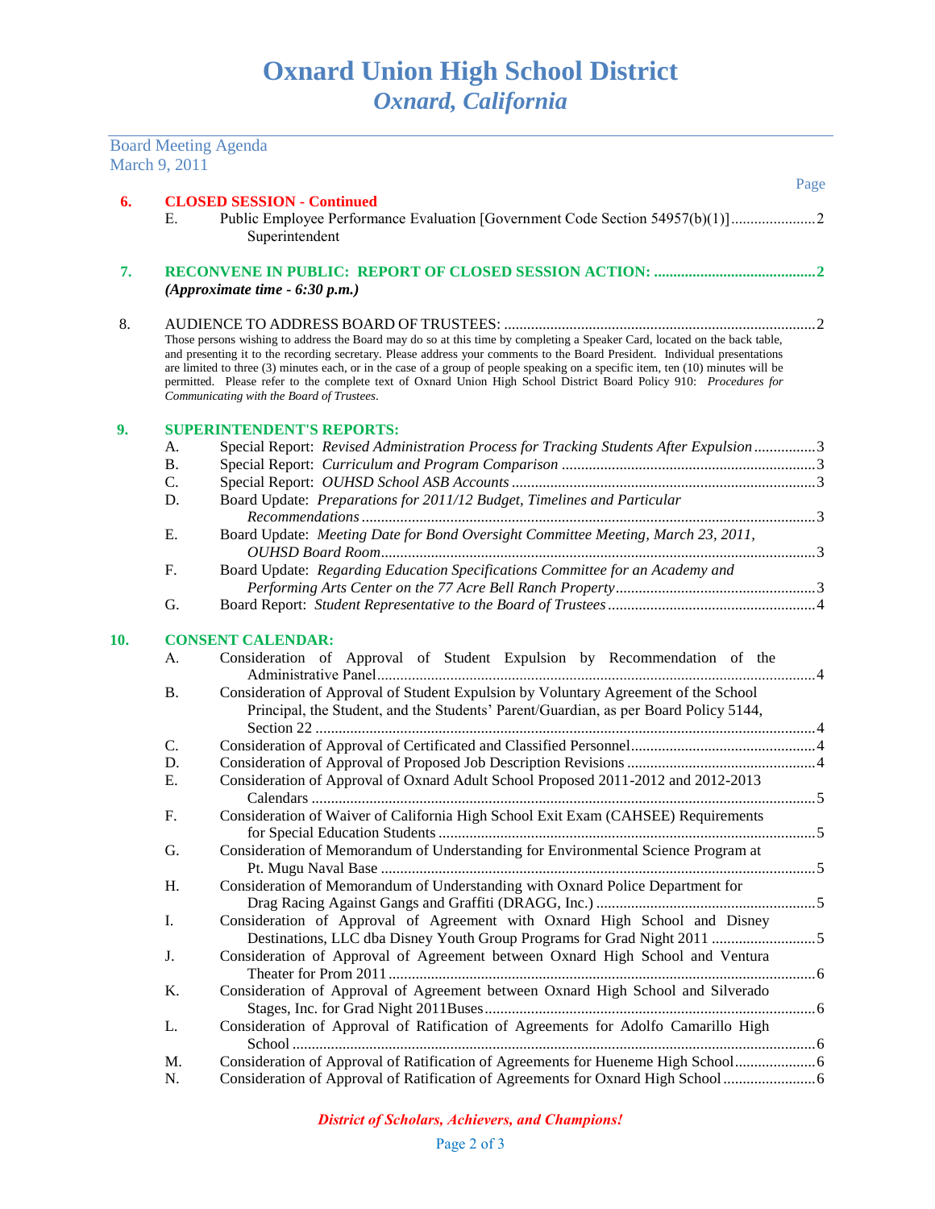# Oxnard Union High School District
## *Oxnard, California*

Board Meeting Agenda
March 9, 2011

Page

**6. CLOSED SESSION - Continued**

E. Public Employee Performance Evaluation [Government Code Section 54957(b)(1)] ....................2
Superintendent

**7. RECONVENE IN PUBLIC: REPORT OF CLOSED SESSION ACTION: ........................................2**
***(Approximate time - 6:30 p.m.)***

8. AUDIENCE TO ADDRESS BOARD OF TRUSTEES: ..........................................................................2

Those persons wishing to address the Board may do so at this time by completing a Speaker Card, located on the back table, and presenting it to the recording secretary. Please address your comments to the Board President. Individual presentations are limited to three (3) minutes each, or in the case of a group of people speaking on a specific item, ten (10) minutes will be permitted. Please refer to the complete text of Oxnard Union High School District Board Policy 910: *Procedures for Communicating with the Board of Trustees*.

**9. SUPERINTENDENT'S REPORTS:**

A. Special Report: *Revised Administration Process for Tracking Students After Expulsion* ................3
B. Special Report: *Curriculum and Program Comparison* ..................................................................3
C. Special Report: *OUHSD School ASB Accounts* ..............................................................................3
D. Board Update: *Preparations for 2011/12 Budget, Timelines and Particular Recommendations* .........................................................................................................................3
E. Board Update: *Meeting Date for Bond Oversight Committee Meeting, March 23, 2011, OUHSD Board Room*...................................................................................................................3
F. Board Update: *Regarding Education Specifications Committee for an Academy and Performing Arts Center on the 77 Acre Bell Ranch Property*...................................................3
G. Board Report: *Student Representative to the Board of Trustees* .....................................................4

**10. CONSENT CALENDAR:**

A. Consideration of Approval of Student Expulsion by Recommendation of the Administrative Panel..................................................................................................................4
B. Consideration of Approval of Student Expulsion by Voluntary Agreement of the School Principal, the Student, and the Students' Parent/Guardian, as per Board Policy 5144, Section 22 ..................................................................................................................................4
C. Consideration of Approval of Certificated and Classified Personnel................................................4
D. Consideration of Approval of Proposed Job Description Revisions .................................................4
E. Consideration of Approval of Oxnard Adult School Proposed 2011-2012 and 2012-2013 Calendars ..................................................................................................................................5
F. Consideration of Waiver of California High School Exit Exam (CAHSEE) Requirements for Special Education Students ..................................................................................................5
G. Consideration of Memorandum of Understanding for Environmental Science Program at Pt. Mugu Naval Base .................................................................................................................5
H. Consideration of Memorandum of Understanding with Oxnard Police Department for Drag Racing Against Gangs and Graffiti (DRAGG, Inc.) .........................................................5
I. Consideration of Approval of Agreement with Oxnard High School and Disney Destinations, LLC dba Disney Youth Group Programs for Grad Night 2011 ...........................5
J. Consideration of Approval of Agreement between Oxnard High School and Ventura Theater for Prom 2011..............................................................................................................6
K. Consideration of Approval of Agreement between Oxnard High School and Silverado Stages, Inc. for Grad Night 2011Buses.....................................................................................6
L. Consideration of Approval of Ratification of Agreements for Adolfo Camarillo High School .......................................................................................................................................6
M. Consideration of Approval of Ratification of Agreements for Hueneme High School.....................6
N. Consideration of Approval of Ratification of Agreements for Oxnard High School........................6

*District of Scholars, Achievers, and Champions!*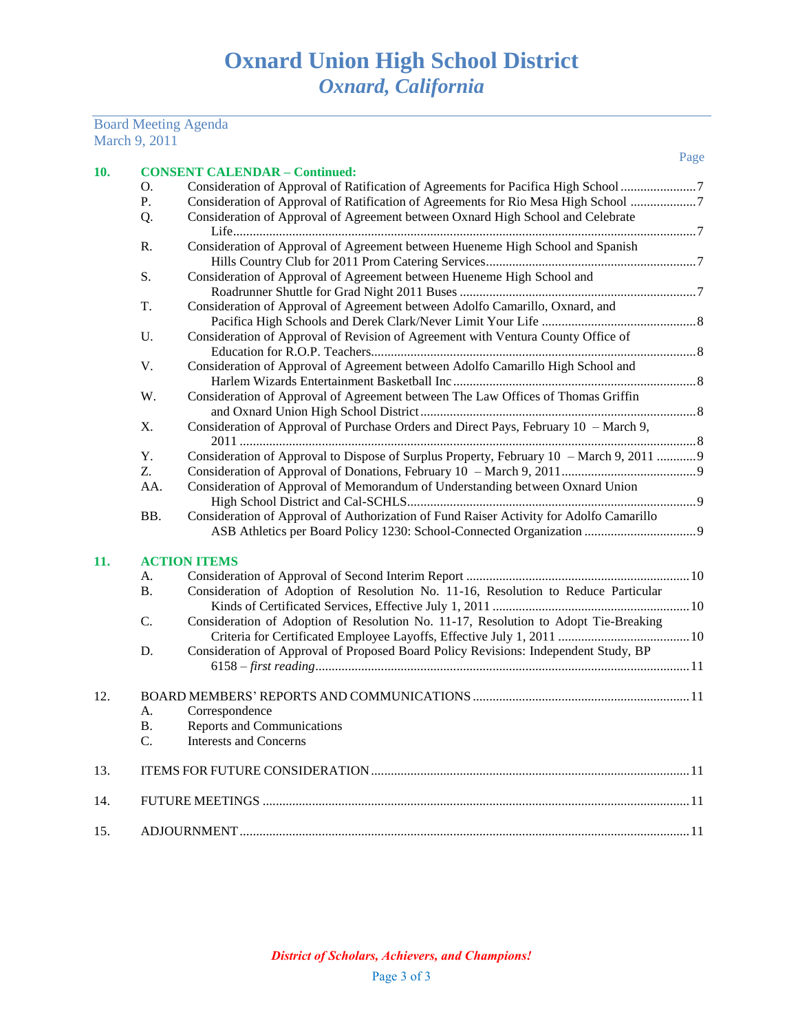# Oxnard Union High School District
## *Oxnard, California*

Board Meeting Agenda
March 9, 2011

Page

**10. CONSENT CALENDAR – Continued:**

- O. Consideration of Approval of Ratification of Agreements for Pacifica High School ....................... 7
- P. Consideration of Approval of Ratification of Agreements for Rio Mesa High School .................... 7
- Q. Consideration of Approval of Agreement between Oxnard High School and Celebrate Life ........................................................................................................................ 7
- R. Consideration of Approval of Agreement between Hueneme High School and Spanish Hills Country Club for 2011 Prom Catering Services ................................................................ 7
- S. Consideration of Approval of Agreement between Hueneme High School and Roadrunner Shuttle for Grad Night 2011 Buses ....................................................................... 7
- T. Consideration of Approval of Agreement between Adolfo Camarillo, Oxnard, and Pacifica High Schools and Derek Clark/Never Limit Your Life ............................................... 8
- U. Consideration of Approval of Revision of Agreement with Ventura County Office of Education for R.O.P. Teachers.................................................................................................. 8
- V. Consideration of Approval of Agreement between Adolfo Camarillo High School and Harlem Wizards Entertainment Basketball Inc ......................................................................... 8
- W. Consideration of Approval of Agreement between The Law Offices of Thomas Griffin and Oxnard Union High School District ................................................................................... 8
- X. Consideration of Approval of Purchase Orders and Direct Pays, February 10 – March 9, 2011 ........................................................................................................................................ 8
- Y. Consideration of Approval to Dispose of Surplus Property, February 10 – March 9, 2011 ............ 9
- Z. Consideration of Approval of Donations, February 10 – March 9, 2011......................................... 9
- AA. Consideration of Approval of Memorandum of Understanding between Oxnard Union High School District and Cal-SCHLS....................................................................................... 9
- BB. Consideration of Approval of Authorization of Fund Raiser Activity for Adolfo Camarillo ASB Athletics per Board Policy 1230: School-Connected Organization .................................. 9

**11. ACTION ITEMS**

- A. Consideration of Approval of Second Interim Report .................................................................... 10
- B. Consideration of Adoption of Resolution No. 11-16, Resolution to Reduce Particular Kinds of Certificated Services, Effective July 1, 2011 ............................................................ 10
- C. Consideration of Adoption of Resolution No. 11-17, Resolution to Adopt Tie-Breaking Criteria for Certificated Employee Layoffs, Effective July 1, 2011 ........................................ 10
- D. Consideration of Approval of Proposed Board Policy Revisions: Independent Study, BP 6158 – *first reading*................................................................................................................. 11

12. BOARD MEMBERS' REPORTS AND COMMUNICATIONS ................................................................. 11
- A. Correspondence
- B. Reports and Communications
- C. Interests and Concerns

13. ITEMS FOR FUTURE CONSIDERATION ................................................................................................ 11

14. FUTURE MEETINGS ................................................................................................................................ 11

15. ADJOURNMENT ....................................................................................................................................... 11

*District of Scholars, Achievers, and Champions!*